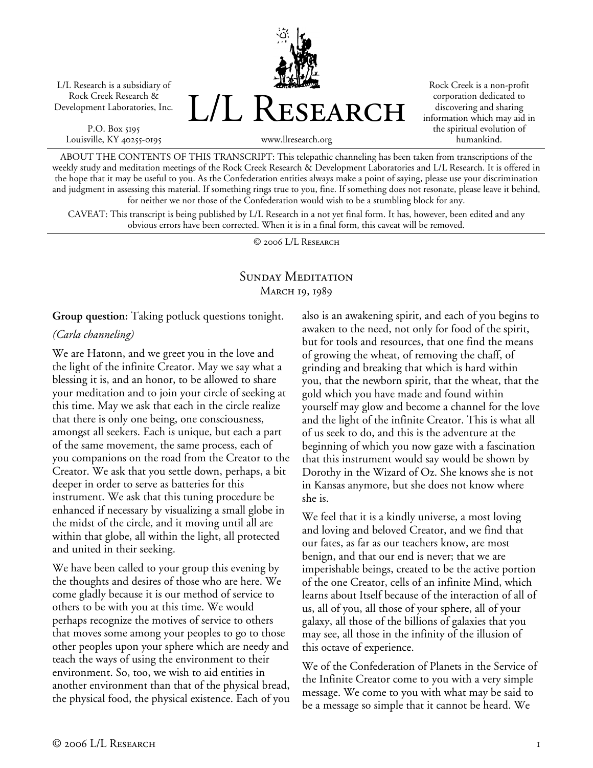L/L Research is a subsidiary of Rock Creek Research & Development Laboratories, Inc.

P.O. Box 5195
Louisville, KY 40255-0195

# L/L Research

www.llresearch.org

Rock Creek is a non-profit corporation dedicated to discovering and sharing information which may aid in the spiritual evolution of humankind.

ABOUT THE CONTENTS OF THIS TRANSCRIPT: This telepathic channeling has been taken from transcriptions of the weekly study and meditation meetings of the Rock Creek Research & Development Laboratories and L/L Research. It is offered in the hope that it may be useful to you. As the Confederation entities always make a point of saying, please use your discrimination and judgment in assessing this material. If something rings true to you, fine. If something does not resonate, please leave it behind, for neither we nor those of the Confederation would wish to be a stumbling block for any.

CAVEAT: This transcript is being published by L/L Research in a not yet final form. It has, however, been edited and any obvious errors have been corrected. When it is in a final form, this caveat will be removed.

© 2006 L/L Research

## Sunday Meditation
March 19, 1989

**Group question:** Taking potluck questions tonight.

*(Carla channeling)*

We are Hatonn, and we greet you in the love and the light of the infinite Creator. May we say what a blessing it is, and an honor, to be allowed to share your meditation and to join your circle of seeking at this time. May we ask that each in the circle realize that there is only one being, one consciousness, amongst all seekers. Each is unique, but each a part of the same movement, the same process, each of you companions on the road from the Creator to the Creator. We ask that you settle down, perhaps, a bit deeper in order to serve as batteries for this instrument. We ask that this tuning procedure be enhanced if necessary by visualizing a small globe in the midst of the circle, and it moving until all are within that globe, all within the light, all protected and united in their seeking.

We have been called to your group this evening by the thoughts and desires of those who are here. We come gladly because it is our method of service to others to be with you at this time. We would perhaps recognize the motives of service to others that moves some among your peoples to go to those other peoples upon your sphere which are needy and teach the ways of using the environment to their environment. So, too, we wish to aid entities in another environment than that of the physical bread, the physical food, the physical existence. Each of you also is an awakening spirit, and each of you begins to awaken to the need, not only for food of the spirit, but for tools and resources, that one find the means of growing the wheat, of removing the chaff, of grinding and breaking that which is hard within you, that the newborn spirit, that the wheat, that the gold which you have made and found within yourself may glow and become a channel for the love and the light of the infinite Creator. This is what all of us seek to do, and this is the adventure at the beginning of which you now gaze with a fascination that this instrument would say would be shown by Dorothy in the Wizard of Oz. She knows she is not in Kansas anymore, but she does not know where she is.

We feel that it is a kindly universe, a most loving and loving and beloved Creator, and we find that our fates, as far as our teachers know, are most benign, and that our end is never; that we are imperishable beings, created to be the active portion of the one Creator, cells of an infinite Mind, which learns about Itself because of the interaction of all of us, all of you, all those of your sphere, all of your galaxy, all those of the billions of galaxies that you may see, all those in the infinity of the illusion of this octave of experience.

We of the Confederation of Planets in the Service of the Infinite Creator come to you with a very simple message. We come to you with what may be said to be a message so simple that it cannot be heard. We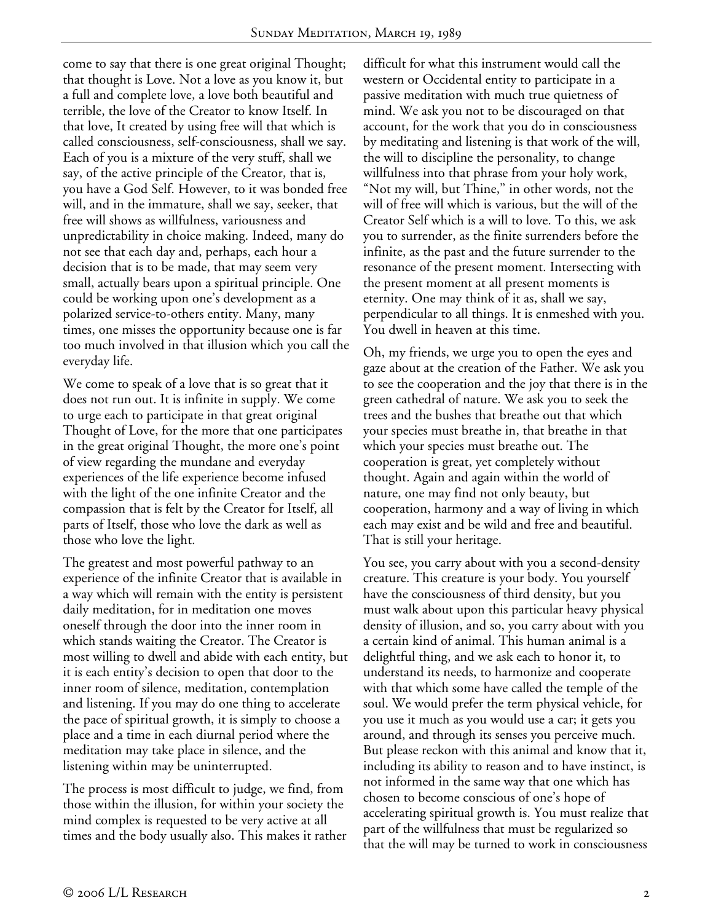come to say that there is one great original Thought; that thought is Love. Not a love as you know it, but a full and complete love, a love both beautiful and terrible, the love of the Creator to know Itself. In that love, It created by using free will that which is called consciousness, self-consciousness, shall we say. Each of you is a mixture of the very stuff, shall we say, of the active principle of the Creator, that is, you have a God Self. However, to it was bonded free will, and in the immature, shall we say, seeker, that free will shows as willfulness, variousness and unpredictability in choice making. Indeed, many do not see that each day and, perhaps, each hour a decision that is to be made, that may seem very small, actually bears upon a spiritual principle. One could be working upon one's development as a polarized service-to-others entity. Many, many times, one misses the opportunity because one is far too much involved in that illusion which you call the everyday life.

We come to speak of a love that is so great that it does not run out. It is infinite in supply. We come to urge each to participate in that great original Thought of Love, for the more that one participates in the great original Thought, the more one's point of view regarding the mundane and everyday experiences of the life experience become infused with the light of the one infinite Creator and the compassion that is felt by the Creator for Itself, all parts of Itself, those who love the dark as well as those who love the light.

The greatest and most powerful pathway to an experience of the infinite Creator that is available in a way which will remain with the entity is persistent daily meditation, for in meditation one moves oneself through the door into the inner room in which stands waiting the Creator. The Creator is most willing to dwell and abide with each entity, but it is each entity's decision to open that door to the inner room of silence, meditation, contemplation and listening. If you may do one thing to accelerate the pace of spiritual growth, it is simply to choose a place and a time in each diurnal period where the meditation may take place in silence, and the listening within may be uninterrupted.

The process is most difficult to judge, we find, from those within the illusion, for within your society the mind complex is requested to be very active at all times and the body usually also. This makes it rather difficult for what this instrument would call the western or Occidental entity to participate in a passive meditation with much true quietness of mind. We ask you not to be discouraged on that account, for the work that you do in consciousness by meditating and listening is that work of the will, the will to discipline the personality, to change willfulness into that phrase from your holy work, "Not my will, but Thine," in other words, not the will of free will which is various, but the will of the Creator Self which is a will to love. To this, we ask you to surrender, as the finite surrenders before the infinite, as the past and the future surrender to the resonance of the present moment. Intersecting with the present moment at all present moments is eternity. One may think of it as, shall we say, perpendicular to all things. It is enmeshed with you. You dwell in heaven at this time.

Oh, my friends, we urge you to open the eyes and gaze about at the creation of the Father. We ask you to see the cooperation and the joy that there is in the green cathedral of nature. We ask you to seek the trees and the bushes that breathe out that which your species must breathe in, that breathe in that which your species must breathe out. The cooperation is great, yet completely without thought. Again and again within the world of nature, one may find not only beauty, but cooperation, harmony and a way of living in which each may exist and be wild and free and beautiful. That is still your heritage.

You see, you carry about with you a second-density creature. This creature is your body. You yourself have the consciousness of third density, but you must walk about upon this particular heavy physical density of illusion, and so, you carry about with you a certain kind of animal. This human animal is a delightful thing, and we ask each to honor it, to understand its needs, to harmonize and cooperate with that which some have called the temple of the soul. We would prefer the term physical vehicle, for you use it much as you would use a car; it gets you around, and through its senses you perceive much. But please reckon with this animal and know that it, including its ability to reason and to have instinct, is not informed in the same way that one which has chosen to become conscious of one's hope of accelerating spiritual growth is. You must realize that part of the willfulness that must be regularized so that the will may be turned to work in consciousness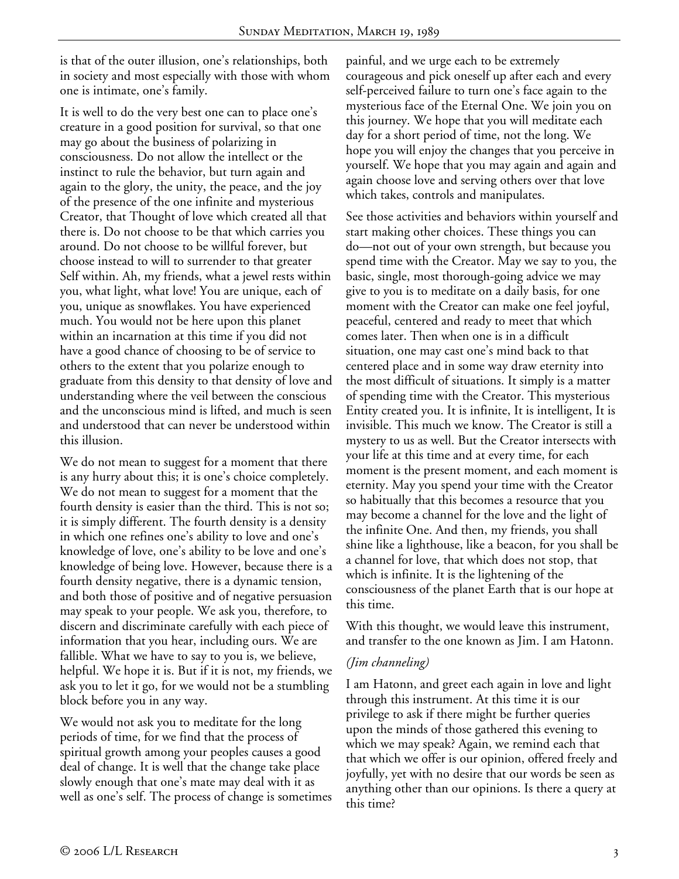is that of the outer illusion, one's relationships, both in society and most especially with those with whom one is intimate, one's family.

It is well to do the very best one can to place one's creature in a good position for survival, so that one may go about the business of polarizing in consciousness. Do not allow the intellect or the instinct to rule the behavior, but turn again and again to the glory, the unity, the peace, and the joy of the presence of the one infinite and mysterious Creator, that Thought of love which created all that there is. Do not choose to be that which carries you around. Do not choose to be willful forever, but choose instead to will to surrender to that greater Self within. Ah, my friends, what a jewel rests within you, what light, what love! You are unique, each of you, unique as snowflakes. You have experienced much. You would not be here upon this planet within an incarnation at this time if you did not have a good chance of choosing to be of service to others to the extent that you polarize enough to graduate from this density to that density of love and understanding where the veil between the conscious and the unconscious mind is lifted, and much is seen and understood that can never be understood within this illusion.

We do not mean to suggest for a moment that there is any hurry about this; it is one's choice completely. We do not mean to suggest for a moment that the fourth density is easier than the third. This is not so; it is simply different. The fourth density is a density in which one refines one's ability to love and one's knowledge of love, one's ability to be love and one's knowledge of being love. However, because there is a fourth density negative, there is a dynamic tension, and both those of positive and of negative persuasion may speak to your people. We ask you, therefore, to discern and discriminate carefully with each piece of information that you hear, including ours. We are fallible. What we have to say to you is, we believe, helpful. We hope it is. But if it is not, my friends, we ask you to let it go, for we would not be a stumbling block before you in any way.

We would not ask you to meditate for the long periods of time, for we find that the process of spiritual growth among your peoples causes a good deal of change. It is well that the change take place slowly enough that one's mate may deal with it as well as one's self. The process of change is sometimes painful, and we urge each to be extremely courageous and pick oneself up after each and every self-perceived failure to turn one's face again to the mysterious face of the Eternal One. We join you on this journey. We hope that you will meditate each day for a short period of time, not the long. We hope you will enjoy the changes that you perceive in yourself. We hope that you may again and again and again choose love and serving others over that love which takes, controls and manipulates.

See those activities and behaviors within yourself and start making other choices. These things you can do—not out of your own strength, but because you spend time with the Creator. May we say to you, the basic, single, most thorough-going advice we may give to you is to meditate on a daily basis, for one moment with the Creator can make one feel joyful, peaceful, centered and ready to meet that which comes later. Then when one is in a difficult situation, one may cast one's mind back to that centered place and in some way draw eternity into the most difficult of situations. It simply is a matter of spending time with the Creator. This mysterious Entity created you. It is infinite, It is intelligent, It is invisible. This much we know. The Creator is still a mystery to us as well. But the Creator intersects with your life at this time and at every time, for each moment is the present moment, and each moment is eternity. May you spend your time with the Creator so habitually that this becomes a resource that you may become a channel for the love and the light of the infinite One. And then, my friends, you shall shine like a lighthouse, like a beacon, for you shall be a channel for love, that which does not stop, that which is infinite. It is the lightening of the consciousness of the planet Earth that is our hope at this time.

With this thought, we would leave this instrument, and transfer to the one known as Jim. I am Hatonn.

*(Jim channeling)*

I am Hatonn, and greet each again in love and light through this instrument. At this time it is our privilege to ask if there might be further queries upon the minds of those gathered this evening to which we may speak? Again, we remind each that that which we offer is our opinion, offered freely and joyfully, yet with no desire that our words be seen as anything other than our opinions. Is there a query at this time?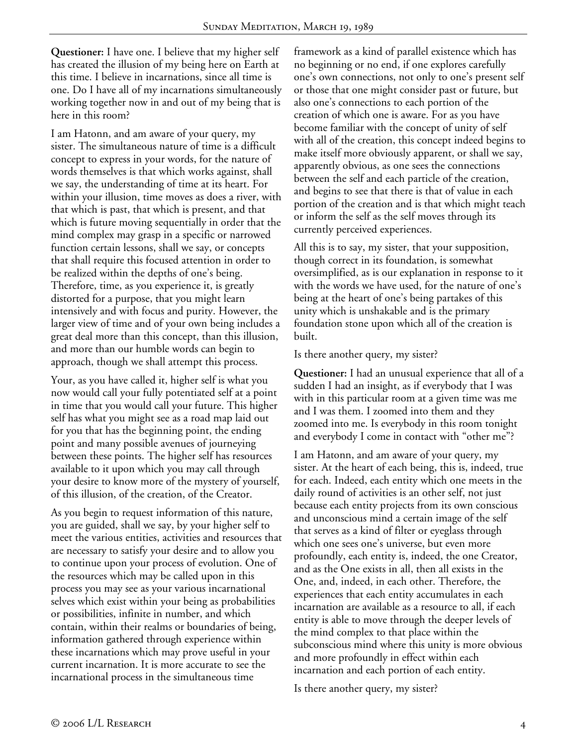**Questioner:** I have one. I believe that my higher self has created the illusion of my being here on Earth at this time. I believe in incarnations, since all time is one. Do I have all of my incarnations simultaneously working together now in and out of my being that is here in this room?

I am Hatonn, and am aware of your query, my sister. The simultaneous nature of time is a difficult concept to express in your words, for the nature of words themselves is that which works against, shall we say, the understanding of time at its heart. For within your illusion, time moves as does a river, with that which is past, that which is present, and that which is future moving sequentially in order that the mind complex may grasp in a specific or narrowed function certain lessons, shall we say, or concepts that shall require this focused attention in order to be realized within the depths of one's being. Therefore, time, as you experience it, is greatly distorted for a purpose, that you might learn intensively and with focus and purity. However, the larger view of time and of your own being includes a great deal more than this concept, than this illusion, and more than our humble words can begin to approach, though we shall attempt this process.

Your, as you have called it, higher self is what you now would call your fully potentiated self at a point in time that you would call your future. This higher self has what you might see as a road map laid out for you that has the beginning point, the ending point and many possible avenues of journeying between these points. The higher self has resources available to it upon which you may call through your desire to know more of the mystery of yourself, of this illusion, of the creation, of the Creator.

As you begin to request information of this nature, you are guided, shall we say, by your higher self to meet the various entities, activities and resources that are necessary to satisfy your desire and to allow you to continue upon your process of evolution. One of the resources which may be called upon in this process you may see as your various incarnational selves which exist within your being as probabilities or possibilities, infinite in number, and which contain, within their realms or boundaries of being, information gathered through experience within these incarnations which may prove useful in your current incarnation. It is more accurate to see the incarnational process in the simultaneous time framework as a kind of parallel existence which has no beginning or no end, if one explores carefully one's own connections, not only to one's present self or those that one might consider past or future, but also one's connections to each portion of the creation of which one is aware. For as you have become familiar with the concept of unity of self with all of the creation, this concept indeed begins to make itself more obviously apparent, or shall we say, apparently obvious, as one sees the connections between the self and each particle of the creation, and begins to see that there is that of value in each portion of the creation and is that which might teach or inform the self as the self moves through its currently perceived experiences.

All this is to say, my sister, that your supposition, though correct in its foundation, is somewhat oversimplified, as is our explanation in response to it with the words we have used, for the nature of one's being at the heart of one's being partakes of this unity which is unshakable and is the primary foundation stone upon which all of the creation is built.

Is there another query, my sister?

**Questioner:** I had an unusual experience that all of a sudden I had an insight, as if everybody that I was with in this particular room at a given time was me and I was them. I zoomed into them and they zoomed into me. Is everybody in this room tonight and everybody I come in contact with "other me"?

I am Hatonn, and am aware of your query, my sister. At the heart of each being, this is, indeed, true for each. Indeed, each entity which one meets in the daily round of activities is an other self, not just because each entity projects from its own conscious and unconscious mind a certain image of the self that serves as a kind of filter or eyeglass through which one sees one's universe, but even more profoundly, each entity is, indeed, the one Creator, and as the One exists in all, then all exists in the One, and, indeed, in each other. Therefore, the experiences that each entity accumulates in each incarnation are available as a resource to all, if each entity is able to move through the deeper levels of the mind complex to that place within the subconscious mind where this unity is more obvious and more profoundly in effect within each incarnation and each portion of each entity.

Is there another query, my sister?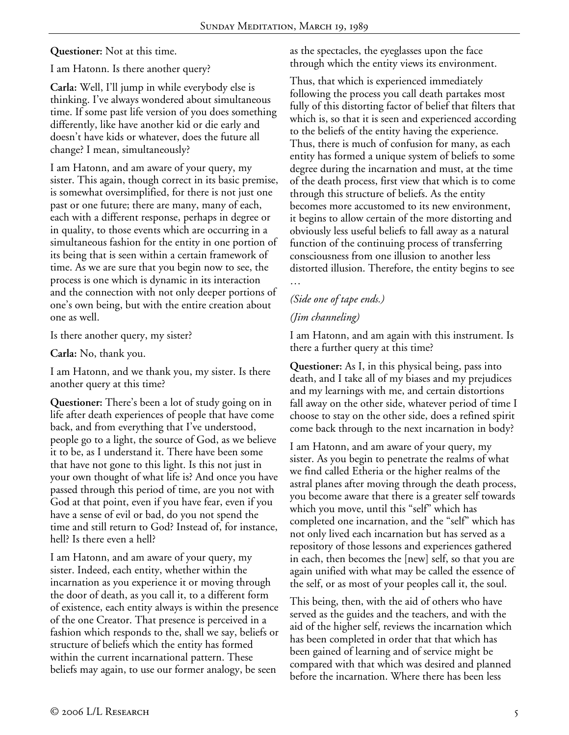**Questioner:** Not at this time.

I am Hatonn. Is there another query?

**Carla:** Well, I'll jump in while everybody else is thinking. I've always wondered about simultaneous time. If some past life version of you does something differently, like have another kid or die early and doesn't have kids or whatever, does the future all change? I mean, simultaneously?

I am Hatonn, and am aware of your query, my sister. This again, though correct in its basic premise, is somewhat oversimplified, for there is not just one past or one future; there are many, many of each, each with a different response, perhaps in degree or in quality, to those events which are occurring in a simultaneous fashion for the entity in one portion of its being that is seen within a certain framework of time. As we are sure that you begin now to see, the process is one which is dynamic in its interaction and the connection with not only deeper portions of one's own being, but with the entire creation about one as well.

Is there another query, my sister?

**Carla:** No, thank you.

I am Hatonn, and we thank you, my sister. Is there another query at this time?

**Questioner:** There's been a lot of study going on in life after death experiences of people that have come back, and from everything that I've understood, people go to a light, the source of God, as we believe it to be, as I understand it. There have been some that have not gone to this light. Is this not just in your own thought of what life is? And once you have passed through this period of time, are you not with God at that point, even if you have fear, even if you have a sense of evil or bad, do you not spend the time and still return to God? Instead of, for instance, hell? Is there even a hell?

I am Hatonn, and am aware of your query, my sister. Indeed, each entity, whether within the incarnation as you experience it or moving through the door of death, as you call it, to a different form of existence, each entity always is within the presence of the one Creator. That presence is perceived in a fashion which responds to the, shall we say, beliefs or structure of beliefs which the entity has formed within the current incarnational pattern. These beliefs may again, to use our former analogy, be seen as the spectacles, the eyeglasses upon the face through which the entity views its environment.

Thus, that which is experienced immediately following the process you call death partakes most fully of this distorting factor of belief that filters that which is, so that it is seen and experienced according to the beliefs of the entity having the experience. Thus, there is much of confusion for many, as each entity has formed a unique system of beliefs to some degree during the incarnation and must, at the time of the death process, first view that which is to come through this structure of beliefs. As the entity becomes more accustomed to its new environment, it begins to allow certain of the more distorting and obviously less useful beliefs to fall away as a natural function of the continuing process of transferring consciousness from one illusion to another less distorted illusion. Therefore, the entity begins to see …

*(Side one of tape ends.)*

*(Jim channeling)*

I am Hatonn, and am again with this instrument. Is there a further query at this time?

**Questioner:** As I, in this physical being, pass into death, and I take all of my biases and my prejudices and my learnings with me, and certain distortions fall away on the other side, whatever period of time I choose to stay on the other side, does a refined spirit come back through to the next incarnation in body?

I am Hatonn, and am aware of your query, my sister. As you begin to penetrate the realms of what we find called Etheria or the higher realms of the astral planes after moving through the death process, you become aware that there is a greater self towards which you move, until this "self" which has completed one incarnation, and the "self" which has not only lived each incarnation but has served as a repository of those lessons and experiences gathered in each, then becomes the [new] self, so that you are again unified with what may be called the essence of the self, or as most of your peoples call it, the soul.

This being, then, with the aid of others who have served as the guides and the teachers, and with the aid of the higher self, reviews the incarnation which has been completed in order that that which has been gained of learning and of service might be compared with that which was desired and planned before the incarnation. Where there has been less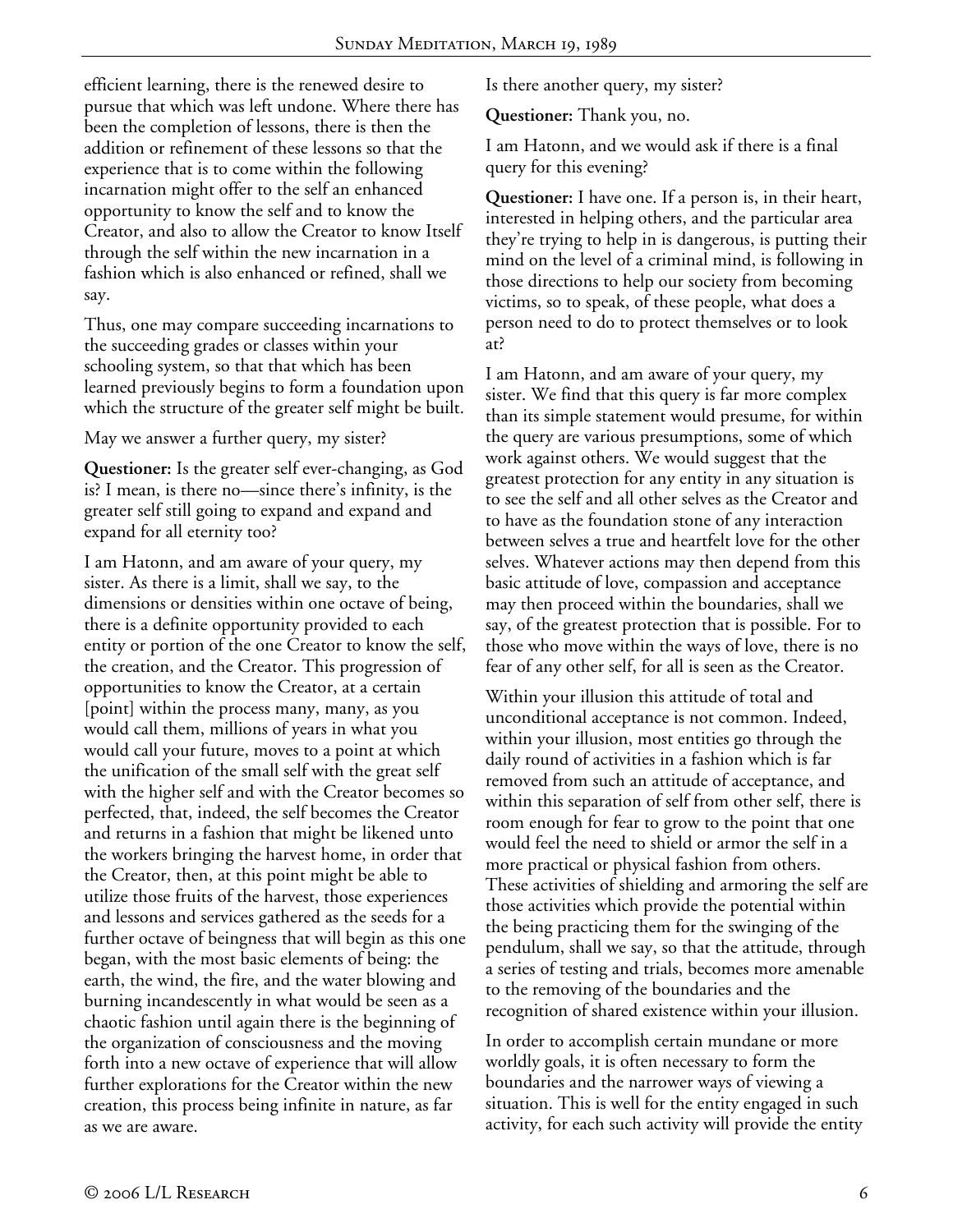efficient learning, there is the renewed desire to pursue that which was left undone. Where there has been the completion of lessons, there is then the addition or refinement of these lessons so that the experience that is to come within the following incarnation might offer to the self an enhanced opportunity to know the self and to know the Creator, and also to allow the Creator to know Itself through the self within the new incarnation in a fashion which is also enhanced or refined, shall we say.

Thus, one may compare succeeding incarnations to the succeeding grades or classes within your schooling system, so that that which has been learned previously begins to form a foundation upon which the structure of the greater self might be built.

May we answer a further query, my sister?

**Questioner:** Is the greater self ever-changing, as God is? I mean, is there no—since there's infinity, is the greater self still going to expand and expand and expand for all eternity too?

I am Hatonn, and am aware of your query, my sister. As there is a limit, shall we say, to the dimensions or densities within one octave of being, there is a definite opportunity provided to each entity or portion of the one Creator to know the self, the creation, and the Creator. This progression of opportunities to know the Creator, at a certain [point] within the process many, many, as you would call them, millions of years in what you would call your future, moves to a point at which the unification of the small self with the great self with the higher self and with the Creator becomes so perfected, that, indeed, the self becomes the Creator and returns in a fashion that might be likened unto the workers bringing the harvest home, in order that the Creator, then, at this point might be able to utilize those fruits of the harvest, those experiences and lessons and services gathered as the seeds for a further octave of beingness that will begin as this one began, with the most basic elements of being: the earth, the wind, the fire, and the water blowing and burning incandescently in what would be seen as a chaotic fashion until again there is the beginning of the organization of consciousness and the moving forth into a new octave of experience that will allow further explorations for the Creator within the new creation, this process being infinite in nature, as far as we are aware.

Is there another query, my sister?

**Questioner:** Thank you, no.

I am Hatonn, and we would ask if there is a final query for this evening?

**Questioner:** I have one. If a person is, in their heart, interested in helping others, and the particular area they're trying to help in is dangerous, is putting their mind on the level of a criminal mind, is following in those directions to help our society from becoming victims, so to speak, of these people, what does a person need to do to protect themselves or to look at?

I am Hatonn, and am aware of your query, my sister. We find that this query is far more complex than its simple statement would presume, for within the query are various presumptions, some of which work against others. We would suggest that the greatest protection for any entity in any situation is to see the self and all other selves as the Creator and to have as the foundation stone of any interaction between selves a true and heartfelt love for the other selves. Whatever actions may then depend from this basic attitude of love, compassion and acceptance may then proceed within the boundaries, shall we say, of the greatest protection that is possible. For to those who move within the ways of love, there is no fear of any other self, for all is seen as the Creator.

Within your illusion this attitude of total and unconditional acceptance is not common. Indeed, within your illusion, most entities go through the daily round of activities in a fashion which is far removed from such an attitude of acceptance, and within this separation of self from other self, there is room enough for fear to grow to the point that one would feel the need to shield or armor the self in a more practical or physical fashion from others. These activities of shielding and armoring the self are those activities which provide the potential within the being practicing them for the swinging of the pendulum, shall we say, so that the attitude, through a series of testing and trials, becomes more amenable to the removing of the boundaries and the recognition of shared existence within your illusion.

In order to accomplish certain mundane or more worldly goals, it is often necessary to form the boundaries and the narrower ways of viewing a situation. This is well for the entity engaged in such activity, for each such activity will provide the entity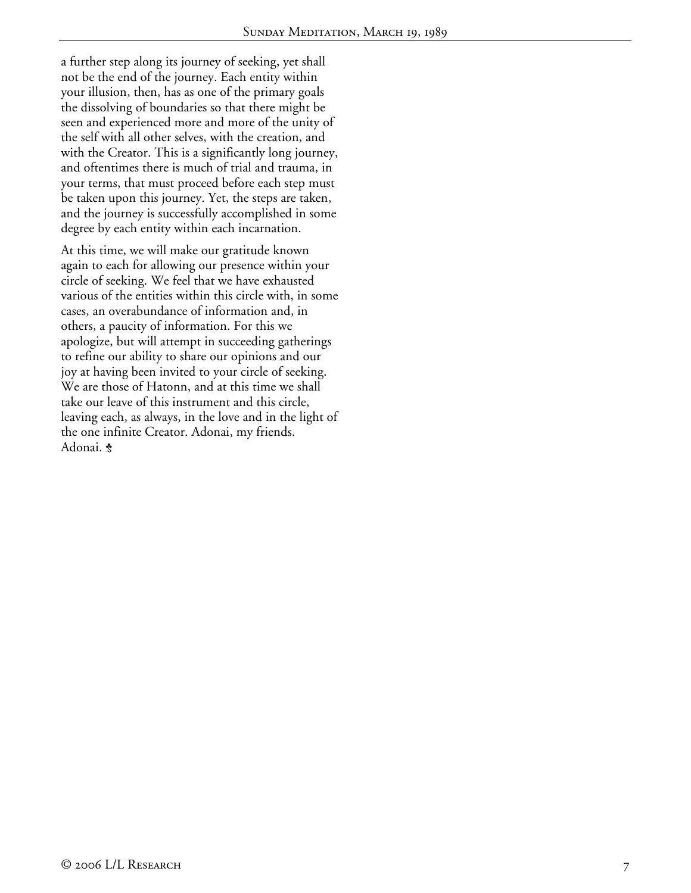a further step along its journey of seeking, yet shall not be the end of the journey. Each entity within your illusion, then, has as one of the primary goals the dissolving of boundaries so that there might be seen and experienced more and more of the unity of the self with all other selves, with the creation, and with the Creator. This is a significantly long journey, and oftentimes there is much of trial and trauma, in your terms, that must proceed before each step must be taken upon this journey. Yet, the steps are taken, and the journey is successfully accomplished in some degree by each entity within each incarnation.

At this time, we will make our gratitude known again to each for allowing our presence within your circle of seeking. We feel that we have exhausted various of the entities within this circle with, in some cases, an overabundance of information and, in others, a paucity of information. For this we apologize, but will attempt in succeeding gatherings to refine our ability to share our opinions and our joy at having been invited to your circle of seeking. We are those of Hatonn, and at this time we shall take our leave of this instrument and this circle, leaving each, as always, in the love and in the light of the one infinite Creator. Adonai, my friends. Adonai.